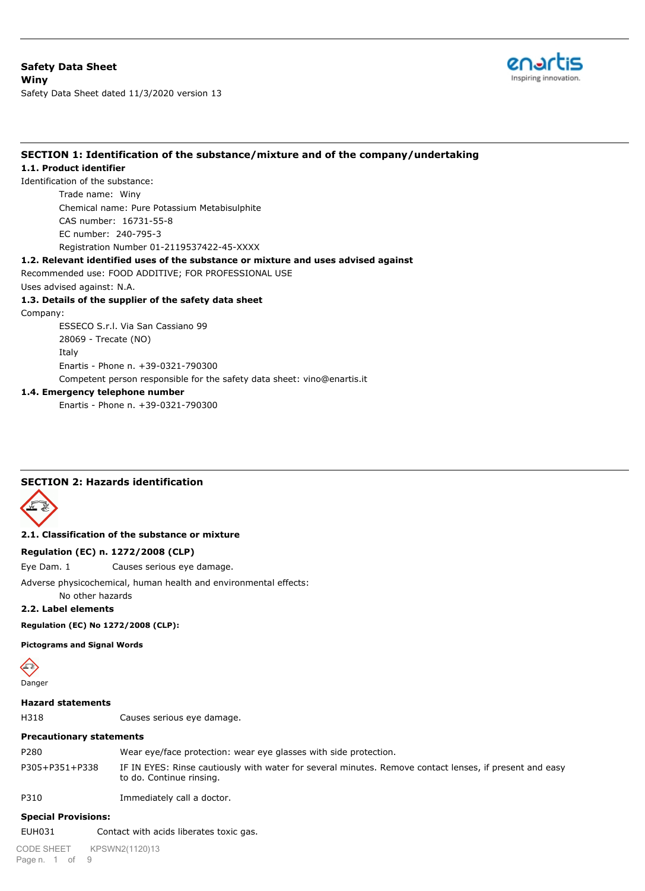**Safety Data Sheet**
**Winy**
Safety Data Sheet dated 11/3/2020 version 13

## SECTION 1: Identification of the substance/mixture and of the company/undertaking

### 1.1. Product identifier

Identification of the substance:

Trade name: Winy
Chemical name: Pure Potassium Metabisulphite
CAS number: 16731-55-8
EC number: 240-795-3
Registration Number 01-2119537422-45-XXXX

### 1.2. Relevant identified uses of the substance or mixture and uses advised against

Recommended use: FOOD ADDITIVE; FOR PROFESSIONAL USE
Uses advised against: N.A.

### 1.3. Details of the supplier of the safety data sheet

Company:

ESSECO S.r.l. Via San Cassiano 99
28069 - Trecate (NO)
Italy
Enartis - Phone n. +39-0321-790300
Competent person responsible for the safety data sheet: vino@enartis.it

### 1.4. Emergency telephone number

Enartis - Phone n. +39-0321-790300

## SECTION 2: Hazards identification

### 2.1. Classification of the substance or mixture

**Regulation (EC) n. 1272/2008 (CLP)**

Eye Dam. 1 Causes serious eye damage.

Adverse physicochemical, human health and environmental effects:

No other hazards

### 2.2. Label elements

**Regulation (EC) No 1272/2008 (CLP):**

**Pictograms and Signal Words**

Danger

**Hazard statements**

| | |
|---|---|
| H318 | Causes serious eye damage. |

**Precautionary statements**

| | |
|---|---|
| P280 | Wear eye/face protection: wear eye glasses with side protection. |
| P305+P351+P338 | IF IN EYES: Rinse cautiously with water for several minutes. Remove contact lenses, if present and easy to do. Continue rinsing. |
| P310 | Immediately call a doctor. |

**Special Provisions:**

| | |
|---|---|
| EUH031 | Contact with acids liberates toxic gas. |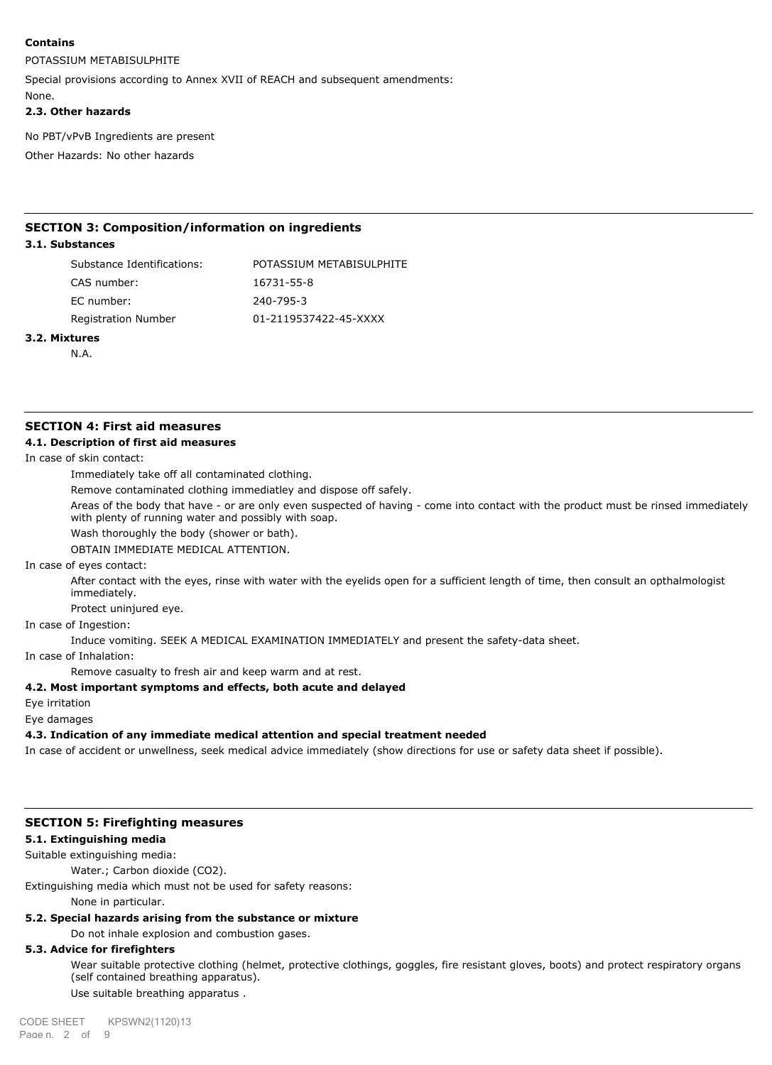**Contains**

POTASSIUM METABISULPHITE

Special provisions according to Annex XVII of REACH and subsequent amendments:

None.

**2.3. Other hazards**

No PBT/vPvB Ingredients are present

Other Hazards: No other hazards

## SECTION 3: Composition/information on ingredients

**3.1. Substances**

| | |
|---|---|
| Substance Identifications: | POTASSIUM METABISULPHITE |
| CAS number: | 16731-55-8 |
| EC number: | 240-795-3 |
| Registration Number | 01-2119537422-45-XXXX |

**3.2. Mixtures**

N.A.

## SECTION 4: First aid measures

**4.1. Description of first aid measures**

In case of skin contact:

Immediately take off all contaminated clothing.

Remove contaminated clothing immediatley and dispose off safely.

Areas of the body that have - or are only even suspected of having - come into contact with the product must be rinsed immediately with plenty of running water and possibly with soap.

Wash thoroughly the body (shower or bath).

OBTAIN IMMEDIATE MEDICAL ATTENTION.

In case of eyes contact:

After contact with the eyes, rinse with water with the eyelids open for a sufficient length of time, then consult an opthalmologist immediately.

Protect uninjured eye.

In case of Ingestion:

Induce vomiting. SEEK A MEDICAL EXAMINATION IMMEDIATELY and present the safety-data sheet.

In case of Inhalation:

Remove casualty to fresh air and keep warm and at rest.

**4.2. Most important symptoms and effects, both acute and delayed**

Eye irritation

Eye damages

**4.3. Indication of any immediate medical attention and special treatment needed**

In case of accident or unwellness, seek medical advice immediately (show directions for use or safety data sheet if possible).

## SECTION 5: Firefighting measures

**5.1. Extinguishing media**

Suitable extinguishing media:

Water.; Carbon dioxide ($CO_2$).

Extinguishing media which must not be used for safety reasons:

None in particular.

**5.2. Special hazards arising from the substance or mixture**

Do not inhale explosion and combustion gases.

**5.3. Advice for firefighters**

Wear suitable protective clothing (helmet, protective clothings, goggles, fire resistant gloves, boots) and protect respiratory organs (self contained breathing apparatus).

Use suitable breathing apparatus .

CODE SHEET KPSWN2(1120)13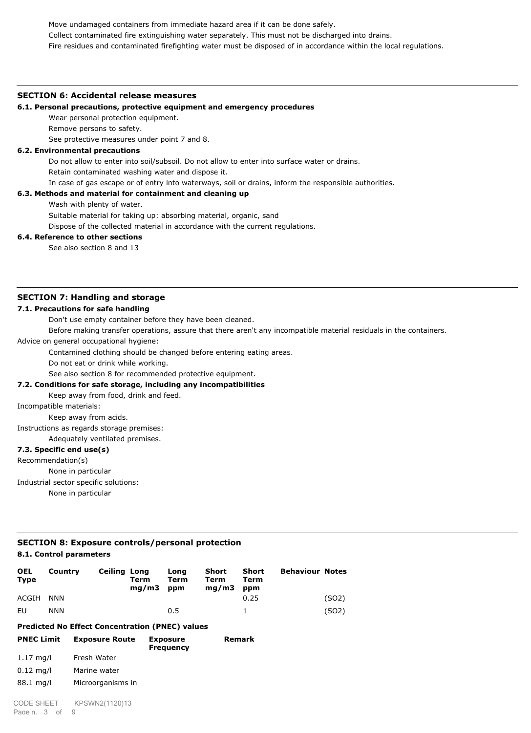Move undamaged containers from immediate hazard area if it can be done safely.

Collect contaminated fire extinguishing water separately. This must not be discharged into drains.

Fire residues and contaminated firefighting water must be disposed of in accordance within the local regulations.

## SECTION 6: Accidental release measures

### 6.1. Personal precautions, protective equipment and emergency procedures

Wear personal protection equipment.

Remove persons to safety.

See protective measures under point 7 and 8.

### 6.2. Environmental precautions

Do not allow to enter into soil/subsoil. Do not allow to enter into surface water or drains.

Retain contaminated washing water and dispose it.

In case of gas escape or of entry into waterways, soil or drains, inform the responsible authorities.

### 6.3. Methods and material for containment and cleaning up

Wash with plenty of water.

Suitable material for taking up: absorbing material, organic, sand

Dispose of the collected material in accordance with the current regulations.

### 6.4. Reference to other sections

See also section 8 and 13

## SECTION 7: Handling and storage

### 7.1. Precautions for safe handling

Don't use empty container before they have been cleaned.

Before making transfer operations, assure that there aren't any incompatible material residuals in the containers.

Advice on general occupational hygiene:

Contamined clothing should be changed before entering eating areas.

Do not eat or drink while working.

See also section 8 for recommended protective equipment.

### 7.2. Conditions for safe storage, including any incompatibilities

Keep away from food, drink and feed.

Incompatible materials:

Keep away from acids.

Instructions as regards storage premises:

Adequately ventilated premises.

### 7.3. Specific end use(s)

Recommendation(s)

None in particular

Industrial sector specific solutions:

None in particular

## SECTION 8: Exposure controls/personal protection

### 8.1. Control parameters

| OEL Type | Country | Ceiling | Long Term mg/m3 | Long Term ppm | Short Term mg/m3 | Short Term ppm | Behaviour | Notes |
|---|---|---|---|---|---|---|---|---|
| ACGIH | NNN | | | | | 0.25 | | ($SO_2$) |
| EU | NNN | | | 0.5 | | 1 | | ($SO_2$) |

**Predicted No Effect Concentration (PNEC) values**

| PNEC Limit | Exposure Route | Exposure Frequency | Remark |
|---|---|---|---|
| 1.17 mg/l | Fresh Water | | |
| 0.12 mg/l | Marine water | | |
| 88.1 mg/l | Microorganisms in | | |

CODE SHEET KPSWN2(1120)13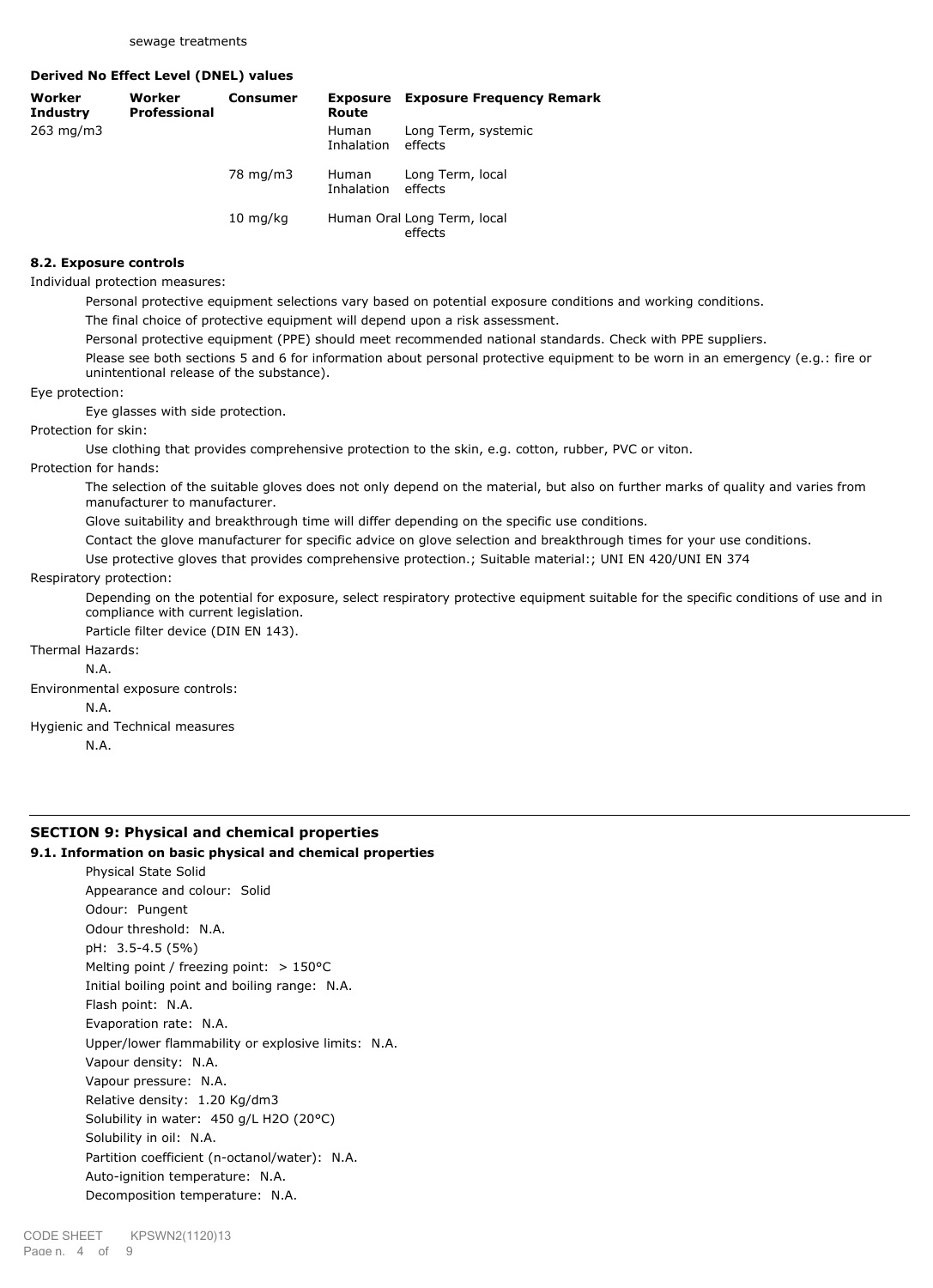sewage treatments

**Derived No Effect Level (DNEL) values**

| Worker Industry | Worker Professional | Consumer | Exposure Route | Exposure Frequency | Remark |
|---|---|---|---|---|---|
| 263 mg/m3 | | | Human Inhalation | Long Term, systemic effects | |
| | | 78 mg/m3 | Human Inhalation | Long Term, local effects | |
| | | 10 mg/kg | Human Oral | Long Term, local effects | |

**8.2. Exposure controls**

Individual protection measures:

Personal protective equipment selections vary based on potential exposure conditions and working conditions.

The final choice of protective equipment will depend upon a risk assessment.

Personal protective equipment (PPE) should meet recommended national standards. Check with PPE suppliers.

Please see both sections 5 and 6 for information about personal protective equipment to be worn in an emergency (e.g.: fire or unintentional release of the substance).

Eye protection:

Eye glasses with side protection.

Protection for skin:

Use clothing that provides comprehensive protection to the skin, e.g. cotton, rubber, PVC or viton.

Protection for hands:

The selection of the suitable gloves does not only depend on the material, but also on further marks of quality and varies from manufacturer to manufacturer.

Glove suitability and breakthrough time will differ depending on the specific use conditions.

Contact the glove manufacturer for specific advice on glove selection and breakthrough times for your use conditions.

Use protective gloves that provides comprehensive protection.; Suitable material:; UNI EN 420/UNI EN 374

Respiratory protection:

Depending on the potential for exposure, select respiratory protective equipment suitable for the specific conditions of use and in compliance with current legislation.

Particle filter device (DIN EN 143).

Thermal Hazards:

N.A.

Environmental exposure controls:

N.A.

Hygienic and Technical measures

N.A.

## SECTION 9: Physical and chemical properties

**9.1. Information on basic physical and chemical properties**

Physical State Solid
Appearance and colour: Solid
Odour: Pungent
Odour threshold: N.A.
pH: 3.5-4.5 (5%)
Melting point / freezing point: > 150°C
Initial boiling point and boiling range: N.A.
Flash point: N.A.
Evaporation rate: N.A.
Upper/lower flammability or explosive limits: N.A.
Vapour density: N.A.
Vapour pressure: N.A.
Relative density: 1.20 Kg/dm3
Solubility in water: 450 g/L $H_2O$ (20°C)
Solubility in oil: N.A.
Partition coefficient (n-octanol/water): N.A.
Auto-ignition temperature: N.A.
Decomposition temperature: N.A.

CODE SHEET KPSWN2(1120)13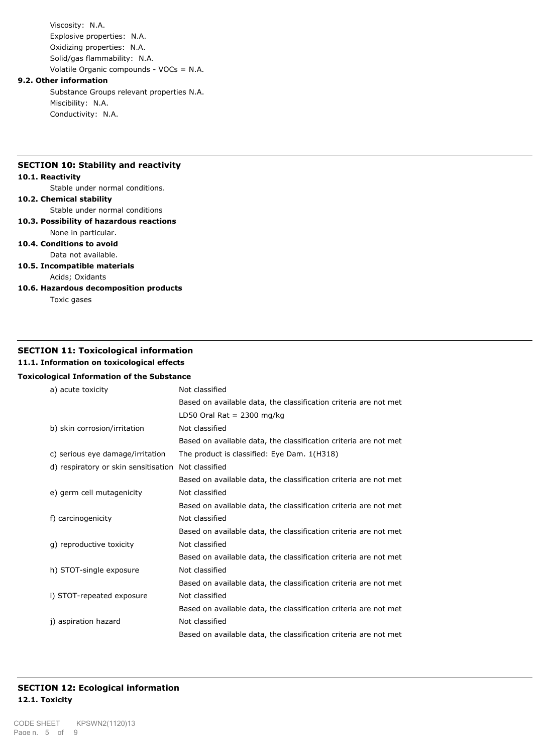Viscosity: N.A.
Explosive properties: N.A.
Oxidizing properties: N.A.
Solid/gas flammability: N.A.
Volatile Organic compounds - VOCs = N.A.

**9.2. Other information**

Substance Groups relevant properties N.A.
Miscibility: N.A.
Conductivity: N.A.

## SECTION 10: Stability and reactivity

**10.1. Reactivity**

Stable under normal conditions.

**10.2. Chemical stability**

Stable under normal conditions

**10.3. Possibility of hazardous reactions**

None in particular.

**10.4. Conditions to avoid**

Data not available.

**10.5. Incompatible materials**

Acids; Oxidants

**10.6. Hazardous decomposition products**

Toxic gases

## SECTION 11: Toxicological information

**11.1. Information on toxicological effects**

**Toxicological Information of the Substance**

| | |
|---|---|
| a) acute toxicity | Not classified<br>Based on available data, the classification criteria are not met<br>LD50 Oral Rat = 2300 mg/kg |
| b) skin corrosion/irritation | Not classified<br>Based on available data, the classification criteria are not met |
| c) serious eye damage/irritation | The product is classified: Eye Dam. 1(H318) |
| d) respiratory or skin sensitisation | Not classified<br>Based on available data, the classification criteria are not met |
| e) germ cell mutagenicity | Not classified<br>Based on available data, the classification criteria are not met |
| f) carcinogenicity | Not classified<br>Based on available data, the classification criteria are not met |
| g) reproductive toxicity | Not classified<br>Based on available data, the classification criteria are not met |
| h) STOT-single exposure | Not classified<br>Based on available data, the classification criteria are not met |
| i) STOT-repeated exposure | Not classified<br>Based on available data, the classification criteria are not met |
| j) aspiration hazard | Not classified<br>Based on available data, the classification criteria are not met |

## SECTION 12: Ecological information

**12.1. Toxicity**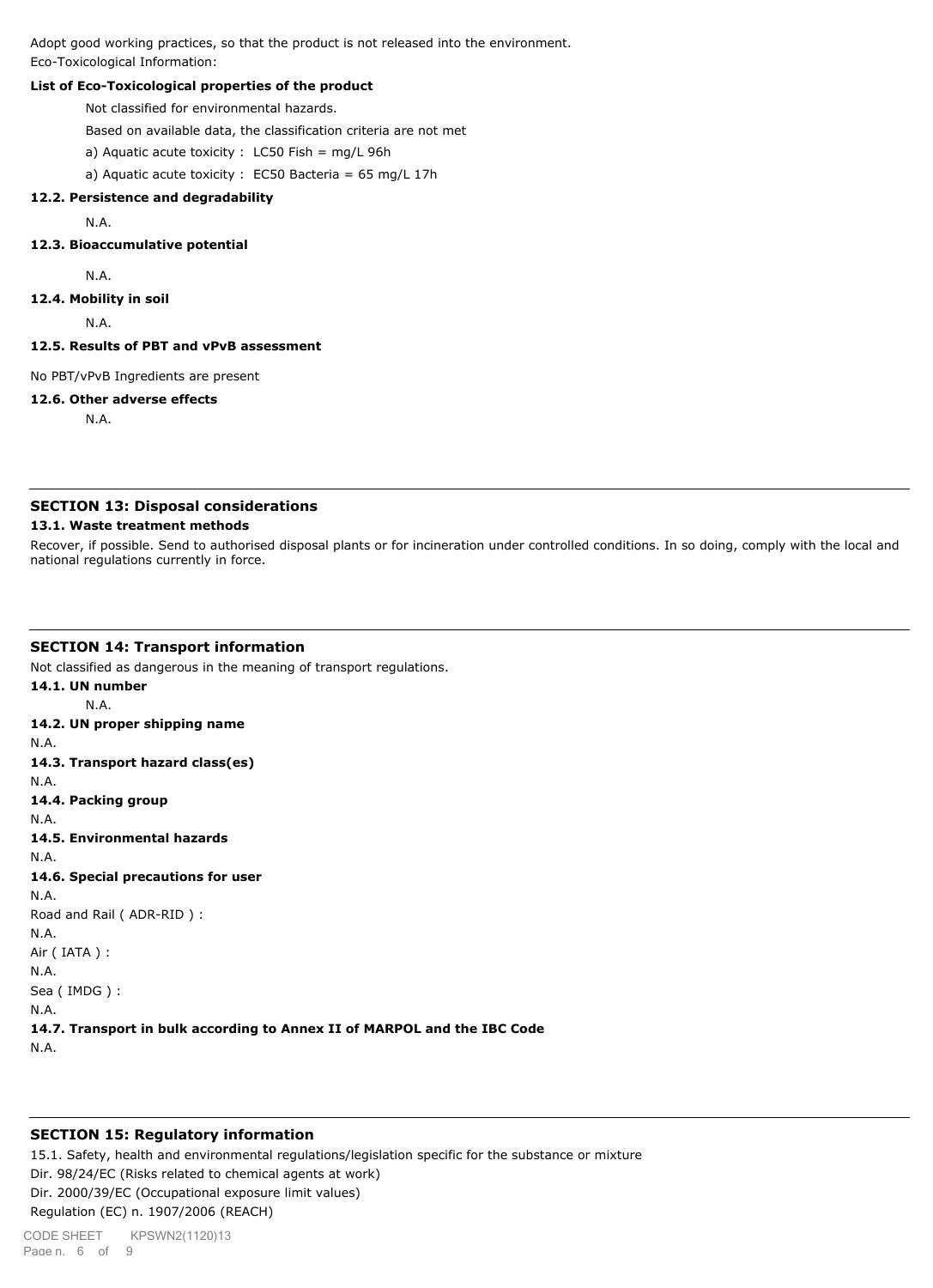Adopt good working practices, so that the product is not released into the environment.

Eco-Toxicological Information:

**List of Eco-Toxicological properties of the product**

Not classified for environmental hazards.

Based on available data, the classification criteria are not met

a) Aquatic acute toxicity : LC50 Fish = mg/L 96h

a) Aquatic acute toxicity : EC50 Bacteria = 65 mg/L 17h

**12.2. Persistence and degradability**

N.A.

**12.3. Bioaccumulative potential**

N.A.

**12.4. Mobility in soil**

N.A.

**12.5. Results of PBT and vPvB assessment**

No PBT/vPvB Ingredients are present

**12.6. Other adverse effects**

N.A.

## SECTION 13: Disposal considerations

**13.1. Waste treatment methods**

Recover, if possible. Send to authorised disposal plants or for incineration under controlled conditions. In so doing, comply with the local and national regulations currently in force.

## SECTION 14: Transport information

Not classified as dangerous in the meaning of transport regulations.

**14.1. UN number**

N.A.

**14.2. UN proper shipping name**

N.A.

**14.3. Transport hazard class(es)**

N.A.

**14.4. Packing group**

N.A.

**14.5. Environmental hazards**

N.A.

**14.6. Special precautions for user**

N.A.

Road and Rail ( ADR-RID ) :

N.A.

Air ( IATA ) :

N.A.

Sea ( IMDG ) :

N.A.

**14.7. Transport in bulk according to Annex II of MARPOL and the IBC Code**

N.A.

## SECTION 15: Regulatory information

15.1. Safety, health and environmental regulations/legislation specific for the substance or mixture

Dir. 98/24/EC (Risks related to chemical agents at work)

Dir. 2000/39/EC (Occupational exposure limit values)

Regulation (EC) n. 1907/2006 (REACH)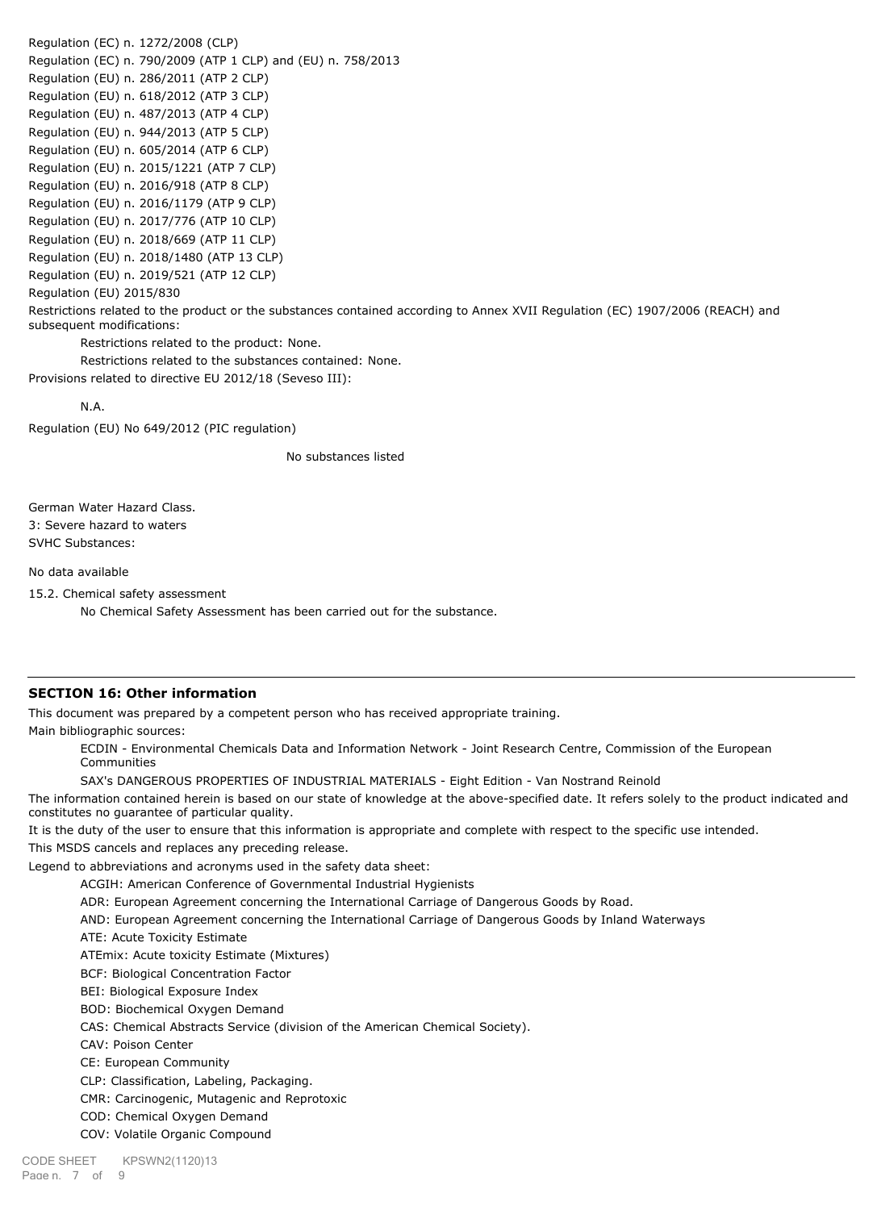Regulation (EC) n. 1272/2008 (CLP)
Regulation (EC) n. 790/2009 (ATP 1 CLP) and (EU) n. 758/2013
Regulation (EU) n. 286/2011 (ATP 2 CLP)
Regulation (EU) n. 618/2012 (ATP 3 CLP)
Regulation (EU) n. 487/2013 (ATP 4 CLP)
Regulation (EU) n. 944/2013 (ATP 5 CLP)
Regulation (EU) n. 605/2014 (ATP 6 CLP)
Regulation (EU) n. 2015/1221 (ATP 7 CLP)
Regulation (EU) n. 2016/918 (ATP 8 CLP)
Regulation (EU) n. 2016/1179 (ATP 9 CLP)
Regulation (EU) n. 2017/776 (ATP 10 CLP)
Regulation (EU) n. 2018/669 (ATP 11 CLP)
Regulation (EU) n. 2018/1480 (ATP 13 CLP)
Regulation (EU) n. 2019/521 (ATP 12 CLP)
Regulation (EU) 2015/830

Restrictions related to the product or the substances contained according to Annex XVII Regulation (EC) 1907/2006 (REACH) and subsequent modifications:

Restrictions related to the product: None.

Restrictions related to the substances contained: None.

Provisions related to directive EU 2012/18 (Seveso III):

N.A.

Regulation (EU) No 649/2012 (PIC regulation)

No substances listed

German Water Hazard Class.

3: Severe hazard to waters

SVHC Substances:

No data available

15.2. Chemical safety assessment

No Chemical Safety Assessment has been carried out for the substance.

## SECTION 16: Other information

This document was prepared by a competent person who has received appropriate training.

Main bibliographic sources:

ECDIN - Environmental Chemicals Data and Information Network - Joint Research Centre, Commission of the European Communities

SAX's DANGEROUS PROPERTIES OF INDUSTRIAL MATERIALS - Eight Edition - Van Nostrand Reinold

The information contained herein is based on our state of knowledge at the above-specified date. It refers solely to the product indicated and constitutes no guarantee of particular quality.

It is the duty of the user to ensure that this information is appropriate and complete with respect to the specific use intended.

This MSDS cancels and replaces any preceding release.

Legend to abbreviations and acronyms used in the safety data sheet:

ACGIH: American Conference of Governmental Industrial Hygienists
ADR: European Agreement concerning the International Carriage of Dangerous Goods by Road.
AND: European Agreement concerning the International Carriage of Dangerous Goods by Inland Waterways
ATE: Acute Toxicity Estimate
ATEmix: Acute toxicity Estimate (Mixtures)
BCF: Biological Concentration Factor
BEI: Biological Exposure Index
BOD: Biochemical Oxygen Demand
CAS: Chemical Abstracts Service (division of the American Chemical Society).
CAV: Poison Center
CE: European Community
CLP: Classification, Labeling, Packaging.
CMR: Carcinogenic, Mutagenic and Reprotoxic
COD: Chemical Oxygen Demand
COV: Volatile Organic Compound

CODE SHEET KPSWN2(1120)13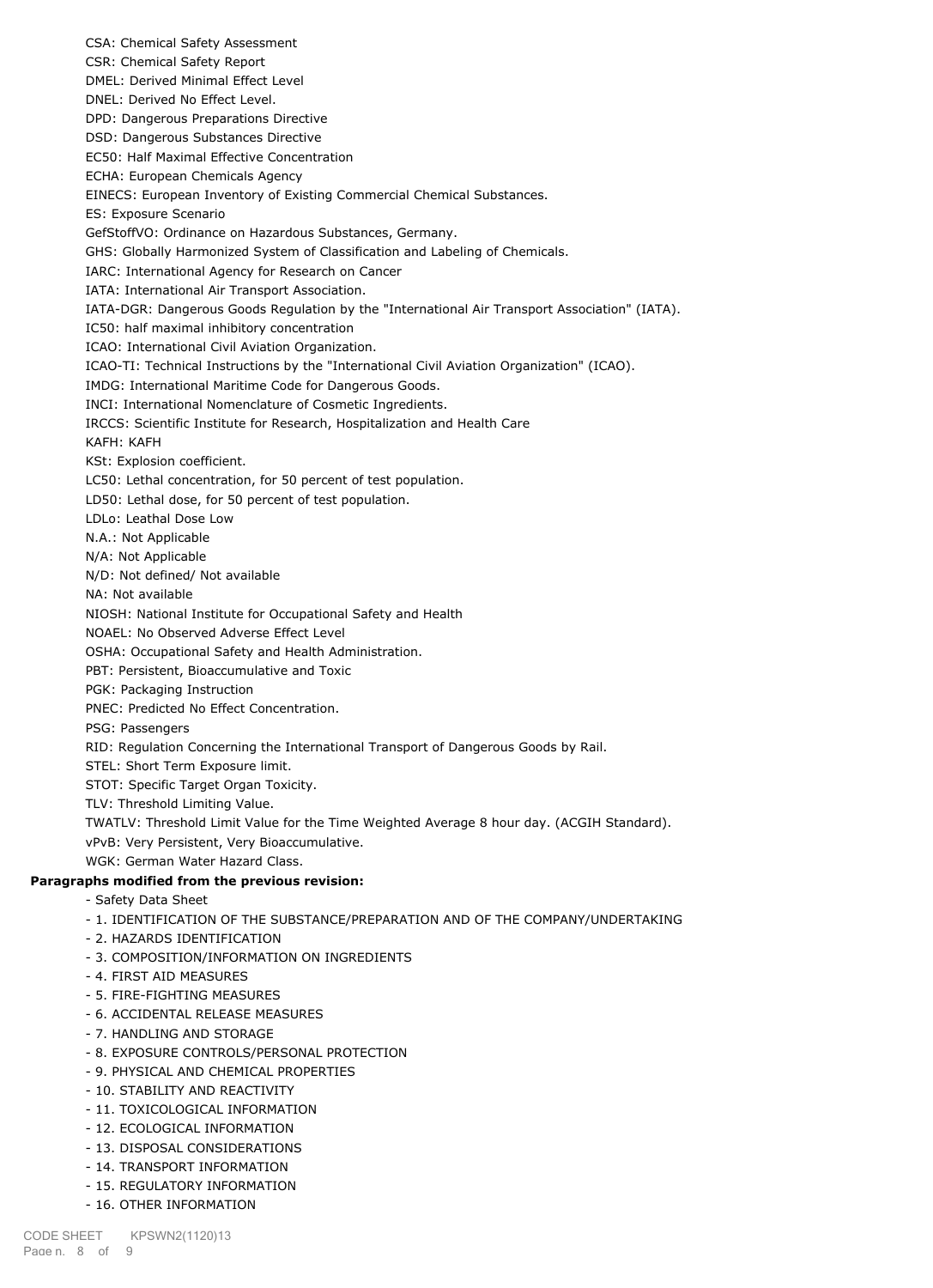CSA: Chemical Safety Assessment
CSR: Chemical Safety Report
DMEL: Derived Minimal Effect Level
DNEL: Derived No Effect Level.
DPD: Dangerous Preparations Directive
DSD: Dangerous Substances Directive
EC50: Half Maximal Effective Concentration
ECHA: European Chemicals Agency
EINECS: European Inventory of Existing Commercial Chemical Substances.
ES: Exposure Scenario
GefStoffVO: Ordinance on Hazardous Substances, Germany.
GHS: Globally Harmonized System of Classification and Labeling of Chemicals.
IARC: International Agency for Research on Cancer
IATA: International Air Transport Association.
IATA-DGR: Dangerous Goods Regulation by the "International Air Transport Association" (IATA).
IC50: half maximal inhibitory concentration
ICAO: International Civil Aviation Organization.
ICAO-TI: Technical Instructions by the "International Civil Aviation Organization" (ICAO).
IMDG: International Maritime Code for Dangerous Goods.
INCI: International Nomenclature of Cosmetic Ingredients.
IRCCS: Scientific Institute for Research, Hospitalization and Health Care
KAFH: KAFH
KSt: Explosion coefficient.
LC50: Lethal concentration, for 50 percent of test population.
LD50: Lethal dose, for 50 percent of test population.
LDLo: Leathal Dose Low
N.A.: Not Applicable
N/A: Not Applicable
N/D: Not defined/ Not available
NA: Not available
NIOSH: National Institute for Occupational Safety and Health
NOAEL: No Observed Adverse Effect Level
OSHA: Occupational Safety and Health Administration.
PBT: Persistent, Bioaccumulative and Toxic
PGK: Packaging Instruction
PNEC: Predicted No Effect Concentration.
PSG: Passengers
RID: Regulation Concerning the International Transport of Dangerous Goods by Rail.
STEL: Short Term Exposure limit.
STOT: Specific Target Organ Toxicity.
TLV: Threshold Limiting Value.
TWATLV: Threshold Limit Value for the Time Weighted Average 8 hour day. (ACGIH Standard).
vPvB: Very Persistent, Very Bioaccumulative.
WGK: German Water Hazard Class.

**Paragraphs modified from the previous revision:**

- Safety Data Sheet
- 1. IDENTIFICATION OF THE SUBSTANCE/PREPARATION AND OF THE COMPANY/UNDERTAKING
- 2. HAZARDS IDENTIFICATION
- 3. COMPOSITION/INFORMATION ON INGREDIENTS
- 4. FIRST AID MEASURES
- 5. FIRE-FIGHTING MEASURES
- 6. ACCIDENTAL RELEASE MEASURES
- 7. HANDLING AND STORAGE
- 8. EXPOSURE CONTROLS/PERSONAL PROTECTION
- 9. PHYSICAL AND CHEMICAL PROPERTIES
- 10. STABILITY AND REACTIVITY
- 11. TOXICOLOGICAL INFORMATION
- 12. ECOLOGICAL INFORMATION
- 13. DISPOSAL CONSIDERATIONS
- 14. TRANSPORT INFORMATION
- 15. REGULATORY INFORMATION
- 16. OTHER INFORMATION